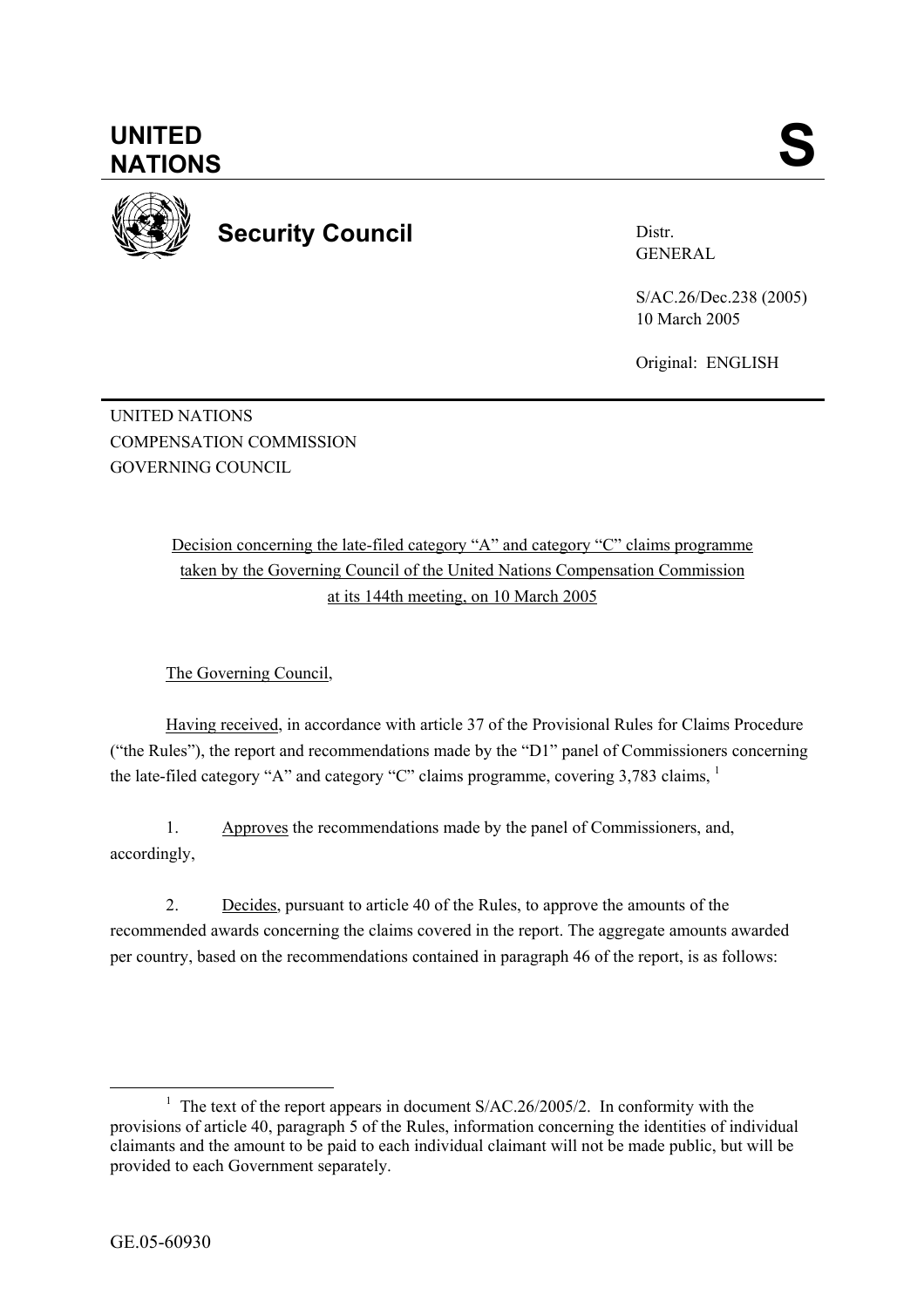# UNITED NATIONS

# S

## Security Council

Distr.
GENERAL

S/AC.26/Dec.238 (2005)
10 March 2005

Original: ENGLISH

UNITED NATIONS
COMPENSATION COMMISSION
GOVERNING COUNCIL

Decision concerning the late-filed category "A" and category "C" claims programme taken by the Governing Council of the United Nations Compensation Commission at its 144th meeting, on 10 March 2005

The Governing Council,

Having received, in accordance with article 37 of the Provisional Rules for Claims Procedure ("the Rules"), the report and recommendations made by the "D1" panel of Commissioners concerning the late-filed category "A" and category "C" claims programme, covering 3,783 claims, [1]

1. Approves the recommendations made by the panel of Commissioners, and, accordingly,

2. Decides, pursuant to article 40 of the Rules, to approve the amounts of the recommended awards concerning the claims covered in the report. The aggregate amounts awarded per country, based on the recommendations contained in paragraph 46 of the report, is as follows:

---

[1] The text of the report appears in document S/AC.26/2005/2. In conformity with the provisions of article 40, paragraph 5 of the Rules, information concerning the identities of individual claimants and the amount to be paid to each individual claimant will not be made public, but will be provided to each Government separately.

GE.05-60930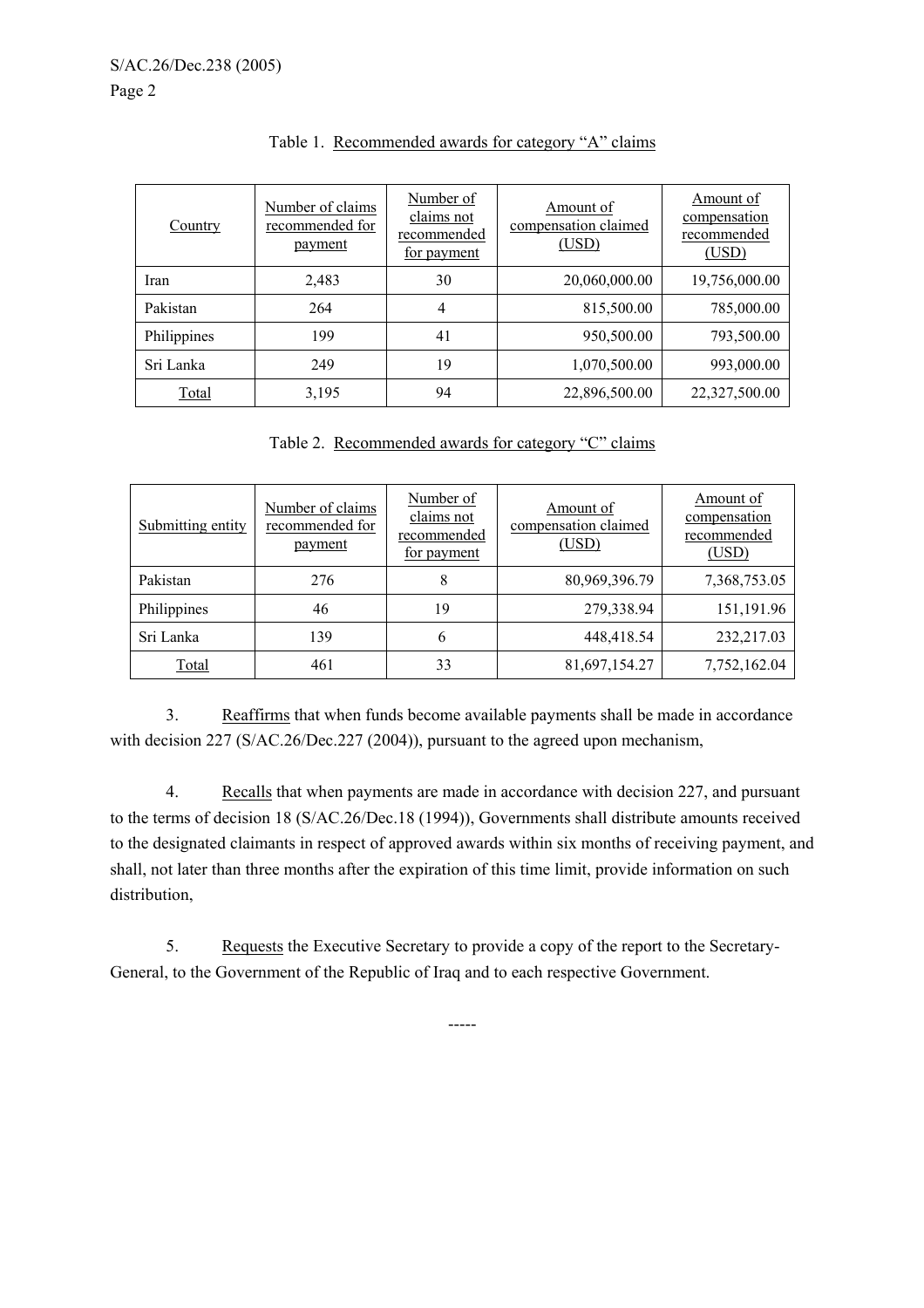Table 1. Recommended awards for category "A" claims

| Country | Number of claims recommended for payment | Number of claims not recommended for payment | Amount of compensation claimed (USD) | Amount of compensation recommended (USD) |
|---|---|---|---|---|
| Iran | 2,483 | 30 | 20,060,000.00 | 19,756,000.00 |
| Pakistan | 264 | 4 | 815,500.00 | 785,000.00 |
| Philippines | 199 | 41 | 950,500.00 | 793,500.00 |
| Sri Lanka | 249 | 19 | 1,070,500.00 | 993,000.00 |
| Total | 3,195 | 94 | 22,896,500.00 | 22,327,500.00 |

Table 2. Recommended awards for category "C" claims

| Submitting entity | Number of claims recommended for payment | Number of claims not recommended for payment | Amount of compensation claimed (USD) | Amount of compensation recommended (USD) |
|---|---|---|---|---|
| Pakistan | 276 | 8 | 80,969,396.79 | 7,368,753.05 |
| Philippines | 46 | 19 | 279,338.94 | 151,191.96 |
| Sri Lanka | 139 | 6 | 448,418.54 | 232,217.03 |
| Total | 461 | 33 | 81,697,154.27 | 7,752,162.04 |

3. Reaffirms that when funds become available payments shall be made in accordance with decision 227 (S/AC.26/Dec.227 (2004)), pursuant to the agreed upon mechanism,

4. Recalls that when payments are made in accordance with decision 227, and pursuant to the terms of decision 18 (S/AC.26/Dec.18 (1994)), Governments shall distribute amounts received to the designated claimants in respect of approved awards within six months of receiving payment, and shall, not later than three months after the expiration of this time limit, provide information on such distribution,

5. Requests the Executive Secretary to provide a copy of the report to the Secretary-General, to the Government of the Republic of Iraq and to each respective Government.

-----